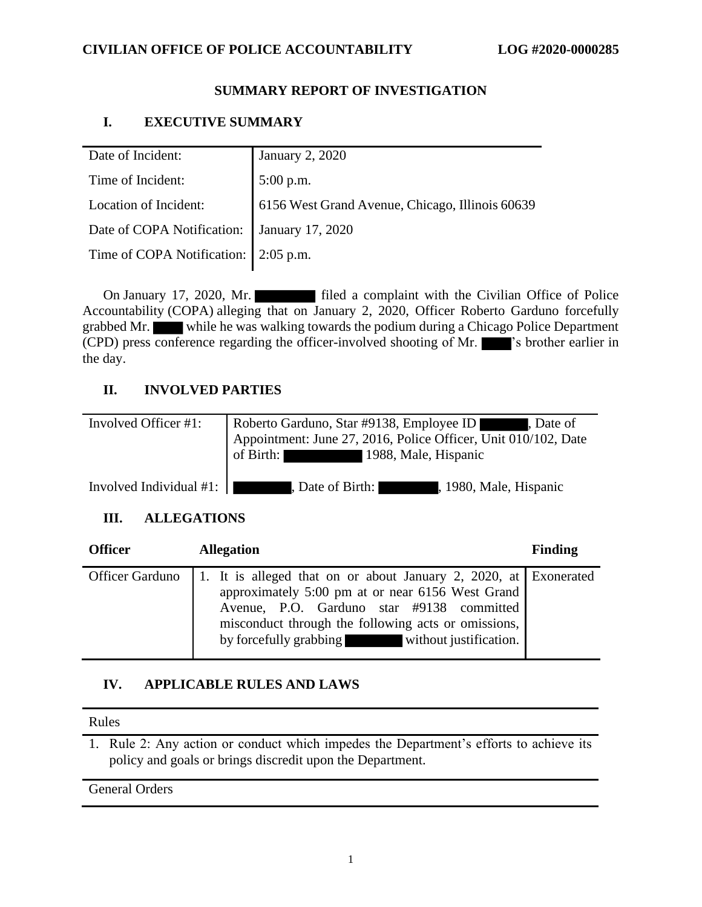**CIVILIAN OFFICE OF POLICE ACCOUNTABILITY** **LOG #2020-0000285**

## SUMMARY REPORT OF INVESTIGATION

## I. EXECUTIVE SUMMARY

| | |
|---|---|
| Date of Incident: | January 2, 2020 |
| Time of Incident: | 5:00 p.m. |
| Location of Incident: | 6156 West Grand Avenue, Chicago, Illinois 60639 |
| Date of COPA Notification: | January 17, 2020 |
| Time of COPA Notification: | 2:05 p.m. |

On January 17, 2020, Mr. ████ filed a complaint with the Civilian Office of Police Accountability (COPA) alleging that on January 2, 2020, Officer Roberto Garduno forcefully grabbed Mr. ████ while he was walking towards the podium during a Chicago Police Department (CPD) press conference regarding the officer-involved shooting of Mr. ████'s brother earlier in the day.

## II. INVOLVED PARTIES

| | |
|---|---|
| Involved Officer #1: | Roberto Garduno, Star #9138, Employee ID ████, Date of Appointment: June 27, 2016, Police Officer, Unit 010/102, Date of Birth: ████ 1988, Male, Hispanic |
| Involved Individual #1: | ████, Date of Birth: ████, 1980, Male, Hispanic |

## III. ALLEGATIONS

| Officer | Allegation | Finding |
|---|---|---|
| Officer Garduno | 1. It is alleged that on or about January 2, 2020, at approximately 5:00 pm at or near 6156 West Grand Avenue, P.O. Garduno star #9138 committed misconduct through the following acts or omissions, by forcefully grabbing ████ without justification. | Exonerated |

## IV. APPLICABLE RULES AND LAWS

Rules

1. Rule 2: Any action or conduct which impedes the Department's efforts to achieve its policy and goals or brings discredit upon the Department.

General Orders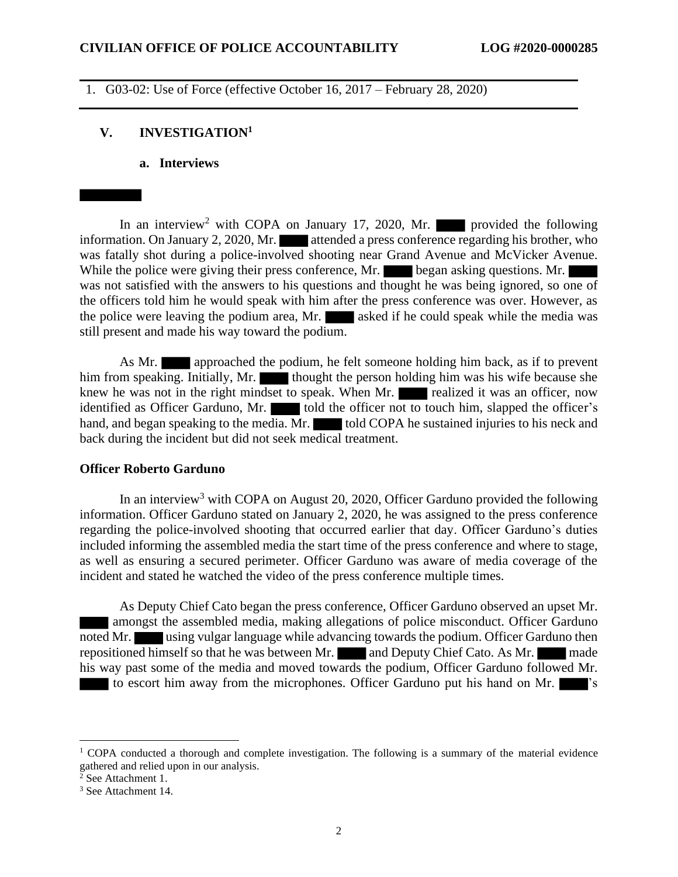1. G03-02: Use of Force (effective October 16, 2017 – February 28, 2020)

## V. INVESTIGATION[1]

### a. Interviews

██████

In an interview[2] with COPA on January 17, 2020, Mr. ████ provided the following information. On January 2, 2020, Mr. ████ attended a press conference regarding his brother, who was fatally shot during a police-involved shooting near Grand Avenue and McVicker Avenue. While the police were giving their press conference, Mr. ████ began asking questions. Mr. ████ was not satisfied with the answers to his questions and thought he was being ignored, so one of the officers told him he would speak with him after the press conference was over. However, as the police were leaving the podium area, Mr. ████ asked if he could speak while the media was still present and made his way toward the podium.

As Mr. ████ approached the podium, he felt someone holding him back, as if to prevent him from speaking. Initially, Mr. ████ thought the person holding him was his wife because she knew he was not in the right mindset to speak. When Mr. ████ realized it was an officer, now identified as Officer Garduno, Mr. ████ told the officer not to touch him, slapped the officer's hand, and began speaking to the media. Mr. ████ told COPA he sustained injuries to his neck and back during the incident but did not seek medical treatment.

**Officer Roberto Garduno**

In an interview[3] with COPA on August 20, 2020, Officer Garduno provided the following information. Officer Garduno stated on January 2, 2020, he was assigned to the press conference regarding the police-involved shooting that occurred earlier that day. Officer Garduno's duties included informing the assembled media the start time of the press conference and where to stage, as well as ensuring a secured perimeter. Officer Garduno was aware of media coverage of the incident and stated he watched the video of the press conference multiple times.

As Deputy Chief Cato began the press conference, Officer Garduno observed an upset Mr. ████ amongst the assembled media, making allegations of police misconduct. Officer Garduno noted Mr. ████ using vulgar language while advancing towards the podium. Officer Garduno then repositioned himself so that he was between Mr. ████ and Deputy Chief Cato. As Mr. ████ made his way past some of the media and moved towards the podium, Officer Garduno followed Mr. ████ to escort him away from the microphones. Officer Garduno put his hand on Mr. ████'s

---

[1] COPA conducted a thorough and complete investigation. The following is a summary of the material evidence gathered and relied upon in our analysis.

[2] See Attachment 1.

[3] See Attachment 14.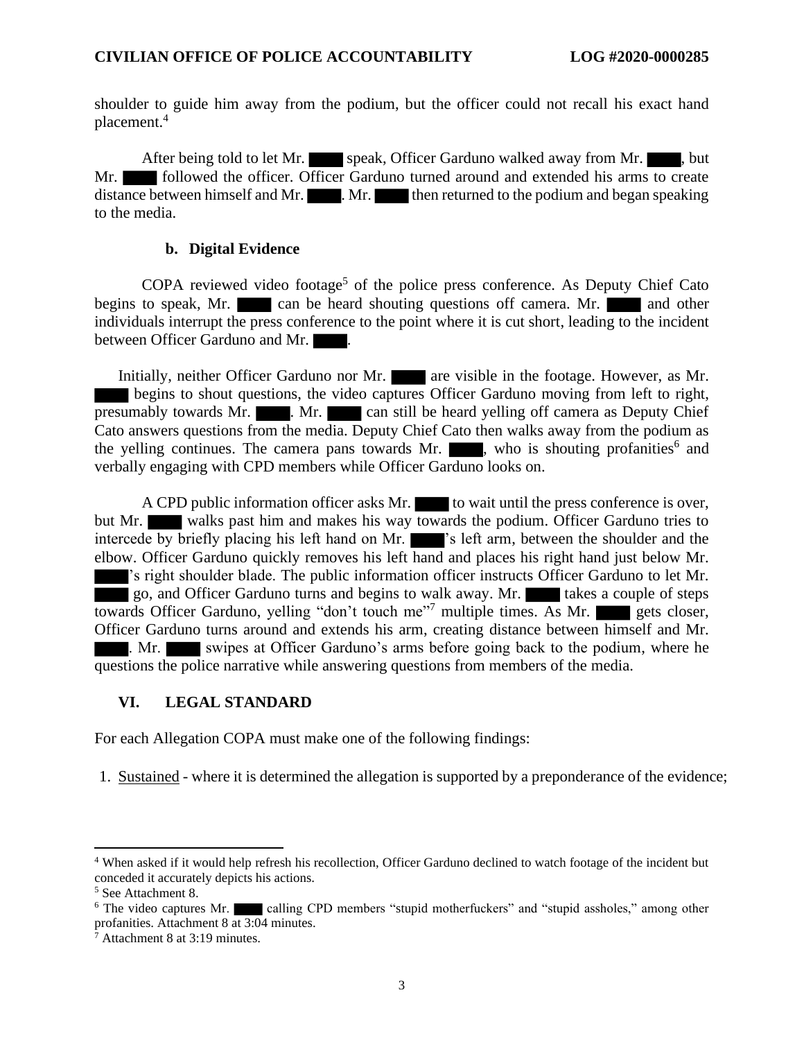shoulder to guide him away from the podium, but the officer could not recall his exact hand placement.[4]

After being told to let Mr. ████ speak, Officer Garduno walked away from Mr. ████, but Mr. ████ followed the officer. Officer Garduno turned around and extended his arms to create distance between himself and Mr. ████. Mr. ████ then returned to the podium and began speaking to the media.

### b. Digital Evidence

COPA reviewed video footage[5] of the police press conference. As Deputy Chief Cato begins to speak, Mr. ████ can be heard shouting questions off camera. Mr. ████ and other individuals interrupt the press conference to the point where it is cut short, leading to the incident between Officer Garduno and Mr. ████.

Initially, neither Officer Garduno nor Mr. ████ are visible in the footage. However, as Mr. ████ begins to shout questions, the video captures Officer Garduno moving from left to right, presumably towards Mr. ████. Mr. ████ can still be heard yelling off camera as Deputy Chief Cato answers questions from the media. Deputy Chief Cato then walks away from the podium as the yelling continues. The camera pans towards Mr. ████, who is shouting profanities[6] and verbally engaging with CPD members while Officer Garduno looks on.

A CPD public information officer asks Mr. ████ to wait until the press conference is over, but Mr. ████ walks past him and makes his way towards the podium. Officer Garduno tries to intercede by briefly placing his left hand on Mr. ████'s left arm, between the shoulder and the elbow. Officer Garduno quickly removes his left hand and places his right hand just below Mr. ████'s right shoulder blade. The public information officer instructs Officer Garduno to let Mr. ████ go, and Officer Garduno turns and begins to walk away. Mr. ████ takes a couple of steps towards Officer Garduno, yelling "don't touch me"[7] multiple times. As Mr. ████ gets closer, Officer Garduno turns around and extends his arm, creating distance between himself and Mr. ████. Mr. ████ swipes at Officer Garduno's arms before going back to the podium, where he questions the police narrative while answering questions from members of the media.

## VI. LEGAL STANDARD

For each Allegation COPA must make one of the following findings:

1. Sustained - where it is determined the allegation is supported by a preponderance of the evidence;

---

[4] When asked if it would help refresh his recollection, Officer Garduno declined to watch footage of the incident but conceded it accurately depicts his actions.

[5] See Attachment 8.

[6] The video captures Mr. ████ calling CPD members "stupid motherfuckers" and "stupid assholes," among other profanities. Attachment 8 at 3:04 minutes.

[7] Attachment 8 at 3:19 minutes.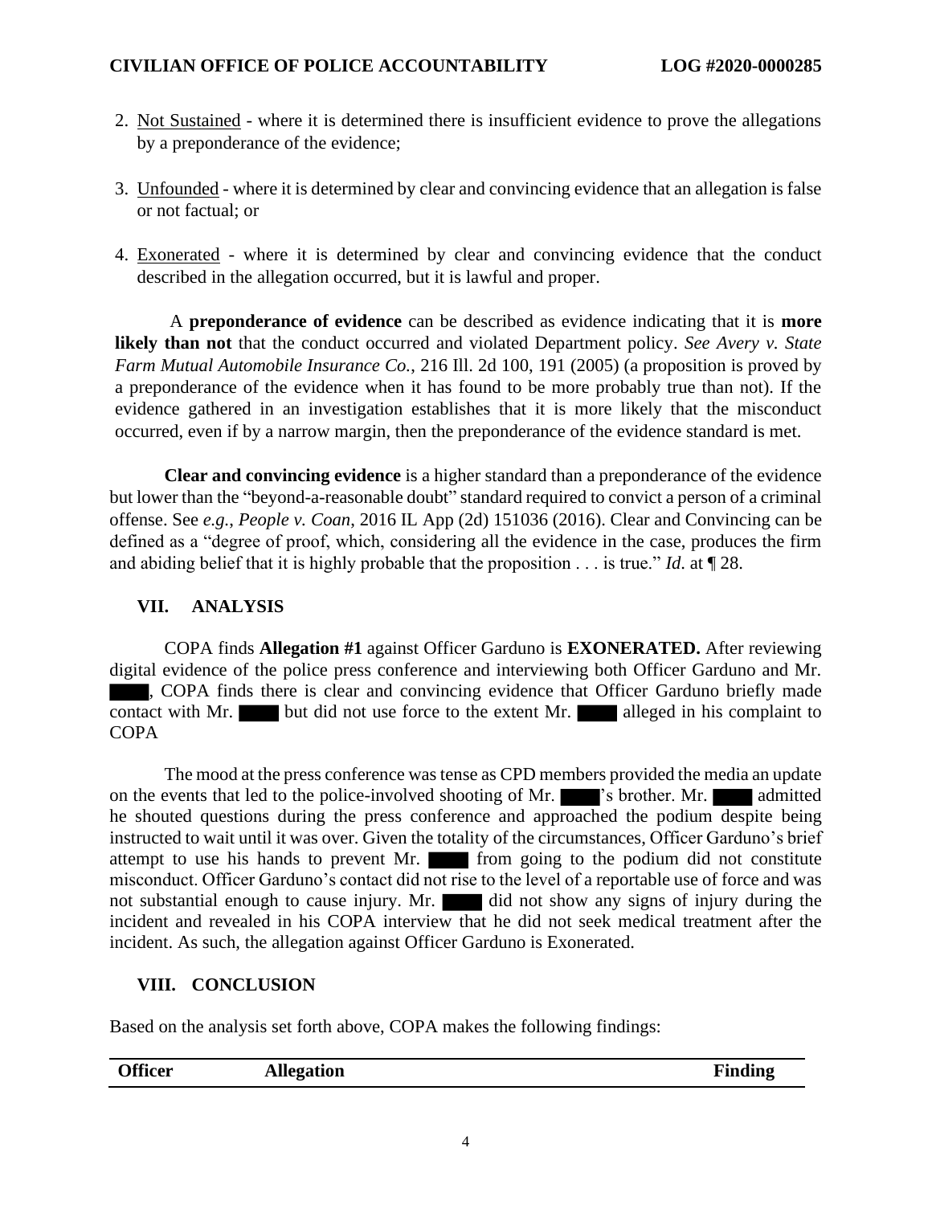2. Not Sustained - where it is determined there is insufficient evidence to prove the allegations by a preponderance of the evidence;

3. Unfounded - where it is determined by clear and convincing evidence that an allegation is false or not factual; or

4. Exonerated - where it is determined by clear and convincing evidence that the conduct described in the allegation occurred, but it is lawful and proper.

A **preponderance of evidence** can be described as evidence indicating that it is **more likely than not** that the conduct occurred and violated Department policy. *See Avery v. State Farm Mutual Automobile Insurance Co.*, 216 Ill. 2d 100, 191 (2005) (a proposition is proved by a preponderance of the evidence when it has found to be more probably true than not). If the evidence gathered in an investigation establishes that it is more likely that the misconduct occurred, even if by a narrow margin, then the preponderance of the evidence standard is met.

**Clear and convincing evidence** is a higher standard than a preponderance of the evidence but lower than the "beyond-a-reasonable doubt" standard required to convict a person of a criminal offense. See *e.g.*, *People v. Coan*, 2016 IL App (2d) 151036 (2016). Clear and Convincing can be defined as a "degree of proof, which, considering all the evidence in the case, produces the firm and abiding belief that it is highly probable that the proposition . . . is true." *Id.* at ¶ 28.

## VII. ANALYSIS

COPA finds **Allegation #1** against Officer Garduno is **EXONERATED.** After reviewing digital evidence of the police press conference and interviewing both Officer Garduno and Mr. ████, COPA finds there is clear and convincing evidence that Officer Garduno briefly made contact with Mr. ████ but did not use force to the extent Mr. ████ alleged in his complaint to COPA

The mood at the press conference was tense as CPD members provided the media an update on the events that led to the police-involved shooting of Mr. ████'s brother. Mr. ████ admitted he shouted questions during the press conference and approached the podium despite being instructed to wait until it was over. Given the totality of the circumstances, Officer Garduno's brief attempt to use his hands to prevent Mr. ████ from going to the podium did not constitute misconduct. Officer Garduno's contact did not rise to the level of a reportable use of force and was not substantial enough to cause injury. Mr. ████ did not show any signs of injury during the incident and revealed in his COPA interview that he did not seek medical treatment after the incident. As such, the allegation against Officer Garduno is Exonerated.

## VIII. CONCLUSION

Based on the analysis set forth above, COPA makes the following findings:

| Officer | Allegation | Finding |
|---|---|---|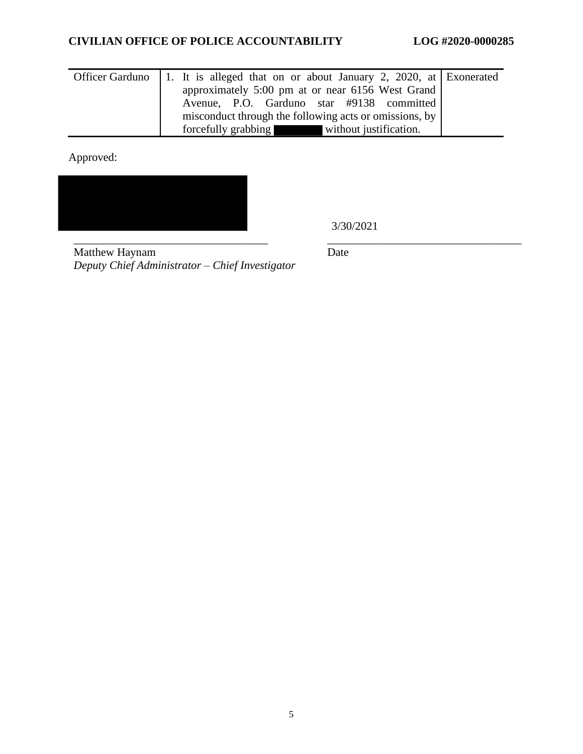| Officer Garduno | 1. It is alleged that on or about January 2, 2020, at approximately 5:00 pm at or near 6156 West Grand Avenue, P.O. Garduno star #9138 committed misconduct through the following acts or omissions, by forcefully grabbing ██████ without justification. | Exonerated |
|---|---|---|

Approved:

██████████████████

_________________________________
Matthew Haynam
*Deputy Chief Administrator – Chief Investigator*

3/30/2021
_________________________________
Date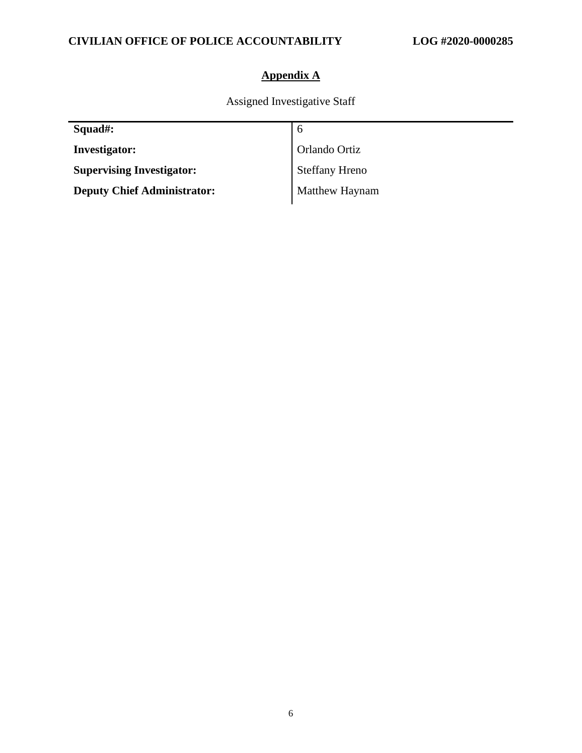## Appendix A

Assigned Investigative Staff

| | |
|---|---|
| **Squad#:** | 6 |
| **Investigator:** | Orlando Ortiz |
| **Supervising Investigator:** | Steffany Hreno |
| **Deputy Chief Administrator:** | Matthew Haynam |